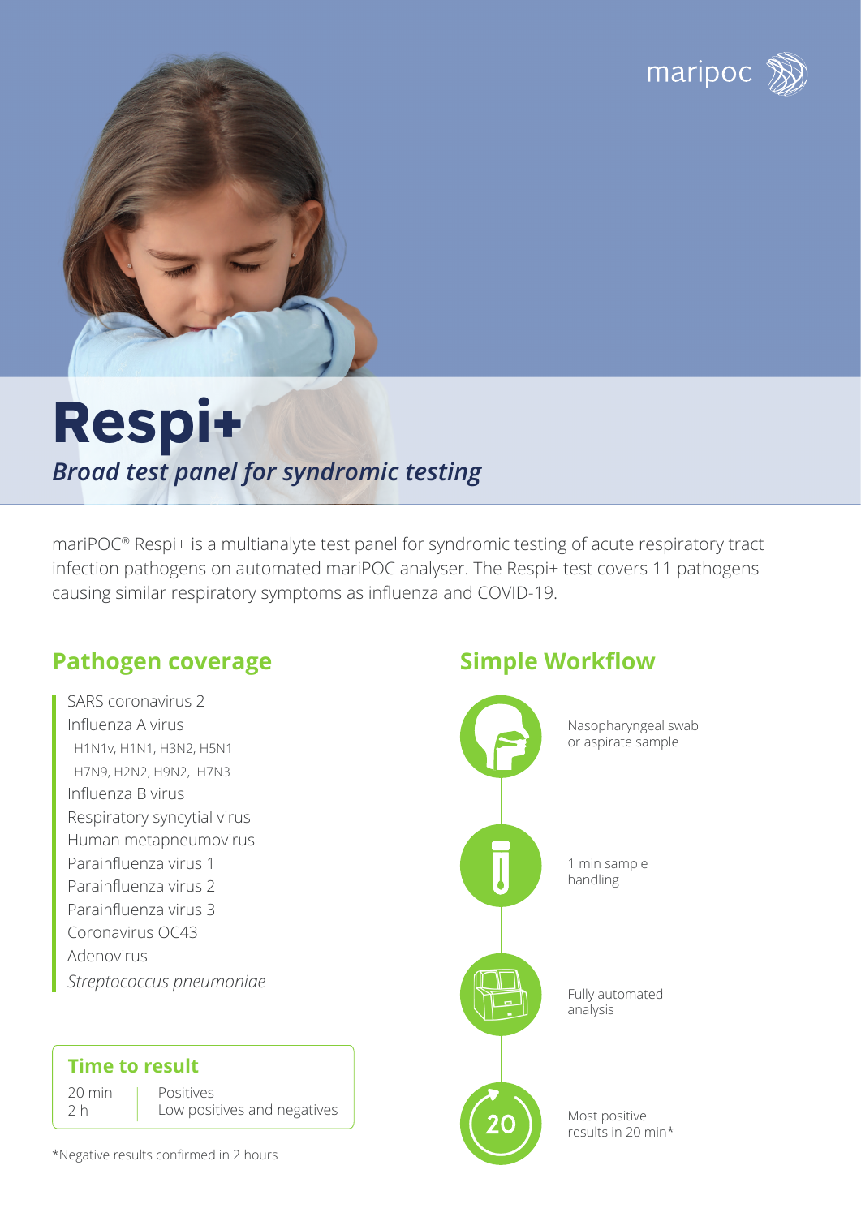maripoc

# Respi+

## *Broad test panel for syndromic testing*

mariPOC® Respi+ is a multianalyte test panel for syndromic testing of acute respiratory tract infection pathogens on automated mariPOC analyser. The Respi+ test covers 11 pathogens causing similar respiratory symptoms as influenza and COVID-19.

## Pathogen coverage

SARS coronavirus 2
Influenza A virus
H1N1v, H1N1, H3N2, H5N1
H7N9, H2N2, H9N2, H7N3
Influenza B virus
Respiratory syncytial virus
Human metapneumovirus
Parainfluenza virus 1
Parainfluenza virus 2
Parainfluenza virus 3
Coronavirus OC43
Adenovirus
*Streptococcus pneumoniae*

### Time to result

| | |
|---|---|
| 20 min | Positives |
| 2 h | Low positives and negatives |

*Negative results confirmed in 2 hours

## Simple Workflow

Nasopharyngeal swab or aspirate sample

1 min sample handling

Fully automated analysis

20

Most positive results in 20 min*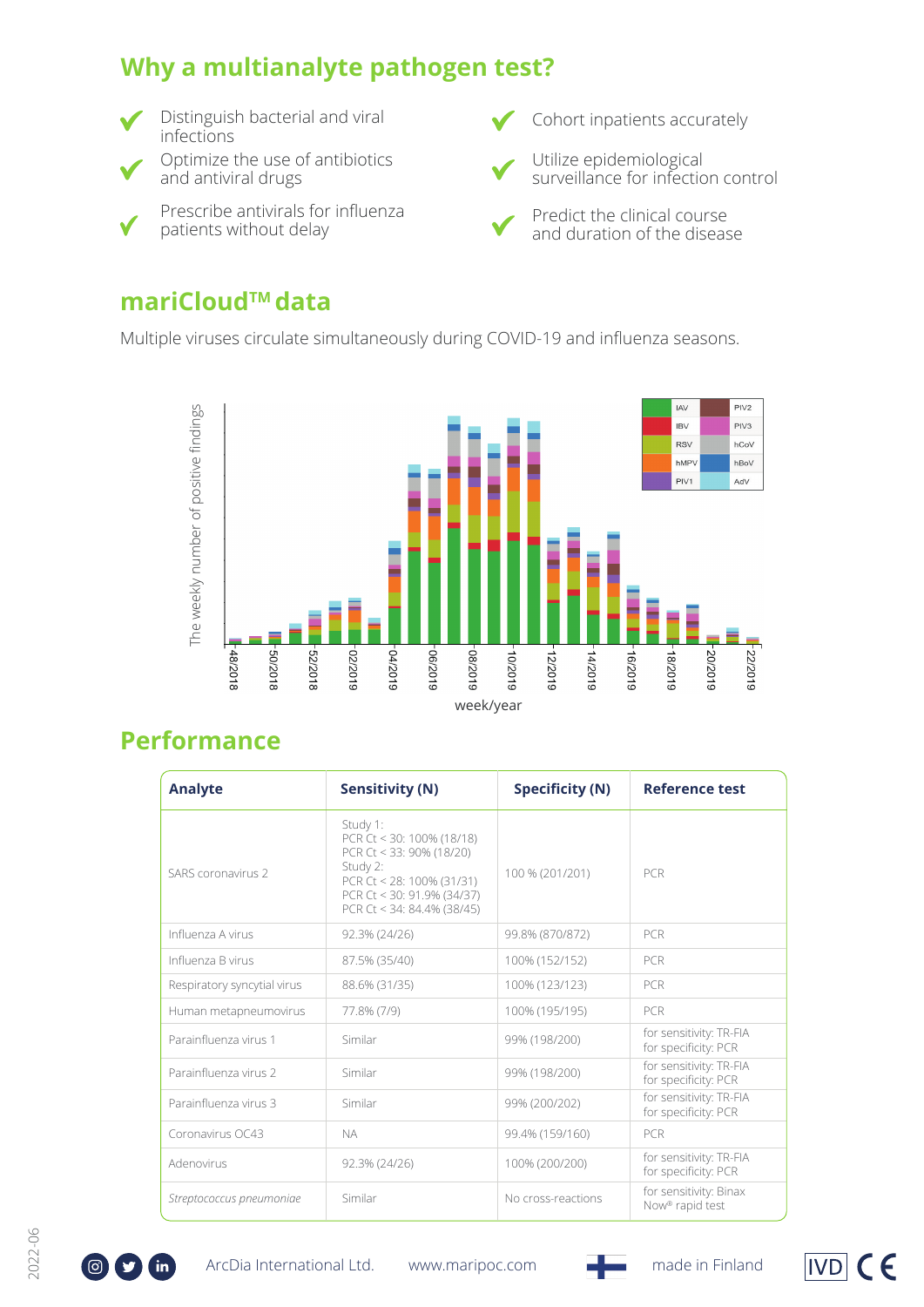## Why a multianalyte pathogen test?

- Distinguish bacterial and viral infections
- Optimize the use of antibiotics and antiviral drugs
- Prescribe antivirals for influenza patients without delay
- Cohort inpatients accurately
- Utilize epidemiological surveillance for infection control
- Predict the clinical course and duration of the disease

## mariCloud™ data

Multiple viruses circulate simultaneously during COVID-19 and influenza seasons.

The weekly number of positive findings

IAV, IBV, RSV, hMPV, PIV1, PIV2, PIV3, hCoV, hBoV, AdV

48/2018, 50/2018, 52/2018, 02/2019, 04/2019, 06/2019, 08/2019, 10/2019, 12/2019, 14/2019, 16/2019, 18/2019, 20/2019, 22/2019

week/year

## Performance

| Analyte | Sensitivity (N) | Specificity (N) | Reference test |
|---|---|---|---|
| SARS coronavirus 2 | Study 1:<br>PCR Ct < 30: 100% (18/18)<br>PCR Ct < 33: 90% (18/20)<br>Study 2:<br>PCR Ct < 28: 100% (31/31)<br>PCR Ct < 30: 91.9% (34/37)<br>PCR Ct < 34: 84.4% (38/45) | 100 % (201/201) | PCR |
| Influenza A virus | 92.3% (24/26) | 99.8% (870/872) | PCR |
| Influenza B virus | 87.5% (35/40) | 100% (152/152) | PCR |
| Respiratory syncytial virus | 88.6% (31/35) | 100% (123/123) | PCR |
| Human metapneumovirus | 77.8% (7/9) | 100% (195/195) | PCR |
| Parainfluenza virus 1 | Similar | 99% (198/200) | for sensitivity: TR-FIA<br>for specificity: PCR |
| Parainfluenza virus 2 | Similar | 99% (198/200) | for sensitivity: TR-FIA<br>for specificity: PCR |
| Parainfluenza virus 3 | Similar | 99% (200/202) | for sensitivity: TR-FIA<br>for specificity: PCR |
| Coronavirus OC43 | NA | 99.4% (159/160) | PCR |
| Adenovirus | 92.3% (24/26) | 100% (200/200) | for sensitivity: TR-FIA<br>for specificity: PCR |
| *Streptococcus pneumoniae* | Similar | No cross-reactions | for sensitivity: Binax Now® rapid test |

2022-06

ArcDia International Ltd. www.maripoc.com made in Finland IVD CE